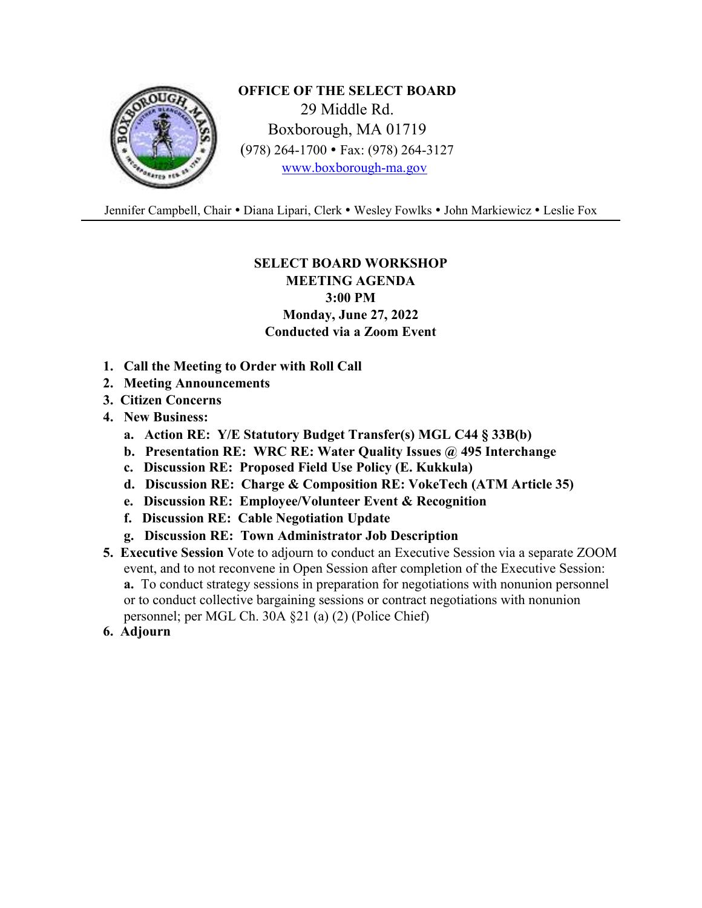**OFFICE OF THE SELECT BOARD**
29 Middle Rd.
Boxborough, MA 01719
(978) 264-1700 • Fax: (978) 264-3127
www.boxborough-ma.gov

Jennifer Campbell, Chair • Diana Lipari, Clerk • Wesley Fowlks • John Markiewicz • Leslie Fox

---

**SELECT BOARD WORKSHOP**
**MEETING AGENDA**
**3:00 PM**
**Monday, June 27, 2022**
**Conducted via a Zoom Event**

1. **Call the Meeting to Order with Roll Call**
2. **Meeting Announcements**
3. **Citizen Concerns**
4. **New Business:**
   a. **Action RE: Y/E Statutory Budget Transfer(s) MGL C44 § 33B(b)**
   b. **Presentation RE: WRC RE: Water Quality Issues @ 495 Interchange**
   c. **Discussion RE: Proposed Field Use Policy (E. Kukkula)**
   d. **Discussion RE: Charge & Composition RE: VokeTech (ATM Article 35)**
   e. **Discussion RE: Employee/Volunteer Event & Recognition**
   f. **Discussion RE: Cable Negotiation Update**
   g. **Discussion RE: Town Administrator Job Description**
5. **Executive Session** Vote to adjourn to conduct an Executive Session via a separate ZOOM event, and to not reconvene in Open Session after completion of the Executive Session:
   **a.** To conduct strategy sessions in preparation for negotiations with nonunion personnel or to conduct collective bargaining sessions or contract negotiations with nonunion personnel; per MGL Ch. 30A §21 (a) (2) (Police Chief)
6. **Adjourn**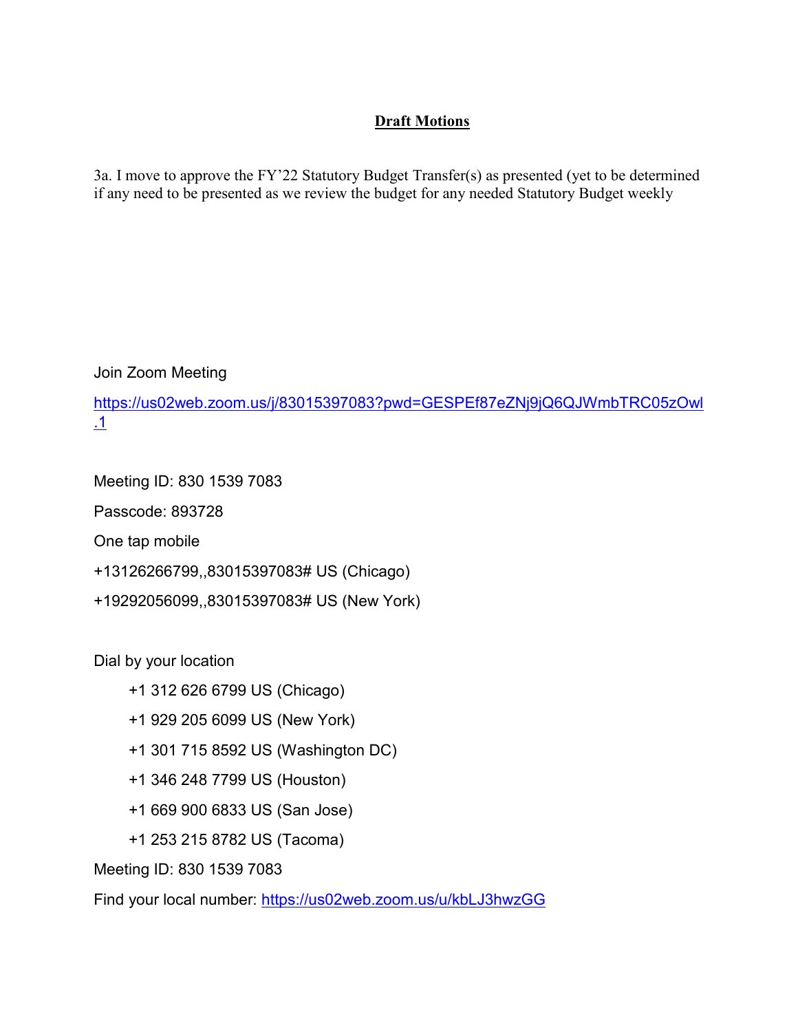**Draft Motions**

3a. I move to approve the FY'22 Statutory Budget Transfer(s) as presented (yet to be determined if any need to be presented as we review the budget for any needed Statutory Budget weekly

Join Zoom Meeting

https://us02web.zoom.us/j/83015397083?pwd=GESPEf87eZNj9jQ6QJWmbTRC05zOwl.1

Meeting ID: 830 1539 7083

Passcode: 893728

One tap mobile

+13126266799,,83015397083# US (Chicago)

+19292056099,,83015397083# US (New York)

Dial by your location

+1 312 626 6799 US (Chicago)

+1 929 205 6099 US (New York)

+1 301 715 8592 US (Washington DC)

+1 346 248 7799 US (Houston)

+1 669 900 6833 US (San Jose)

+1 253 215 8782 US (Tacoma)

Meeting ID: 830 1539 7083

Find your local number: https://us02web.zoom.us/u/kbLJ3hwzGG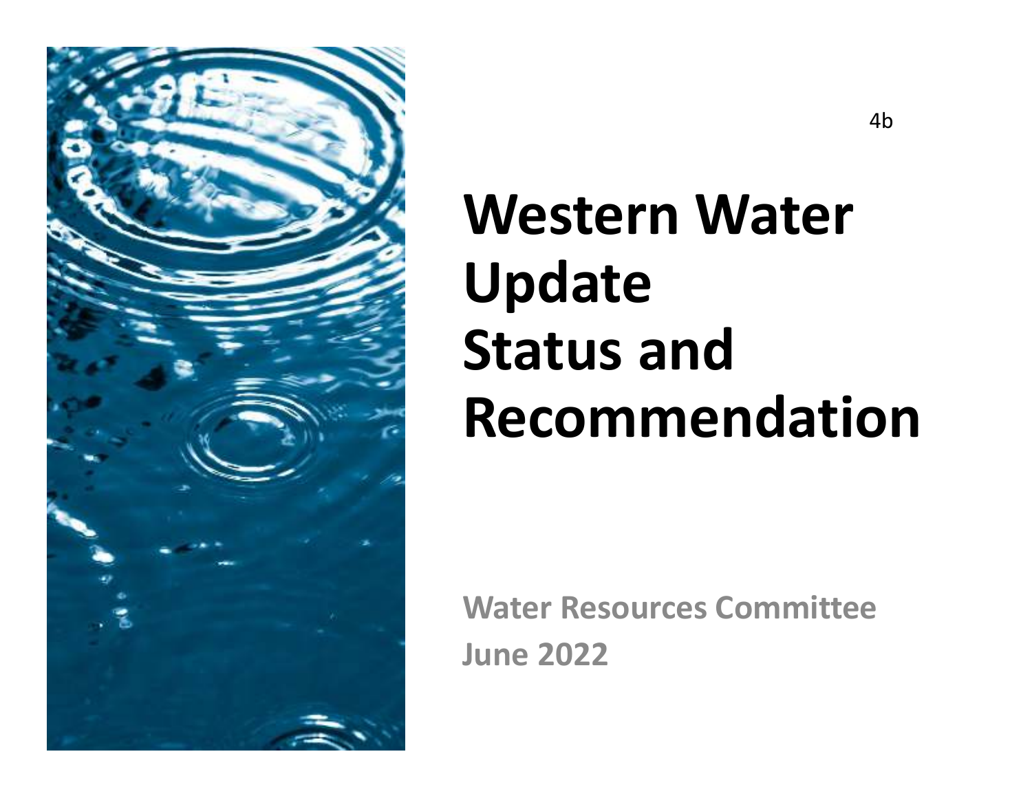4b

# Western Water Update Status and Recommendation

**Water Resources Committee**
**June 2022**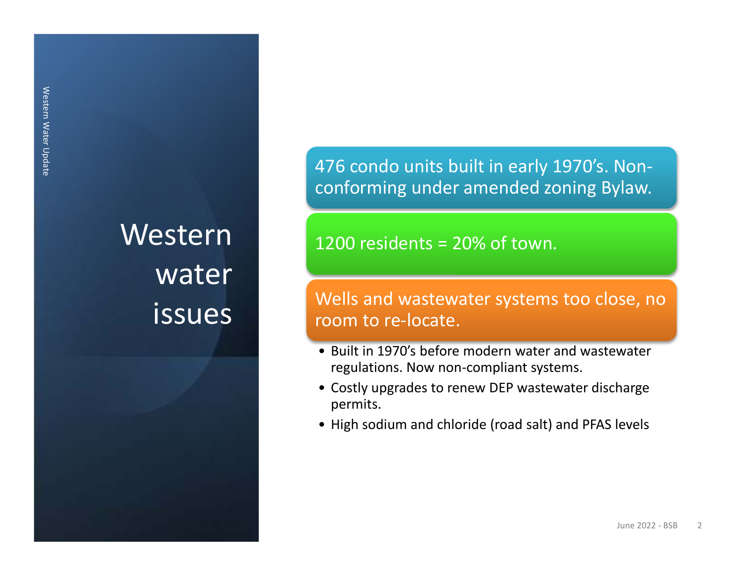# Western water issues

476 condo units built in early 1970's. Non-conforming under amended zoning Bylaw.

1200 residents = 20% of town.

Wells and wastewater systems too close, no room to re-locate.

- Built in 1970's before modern water and wastewater regulations. Now non-compliant systems.
- Costly upgrades to renew DEP wastewater discharge permits.
- High sodium and chloride (road salt) and PFAS levels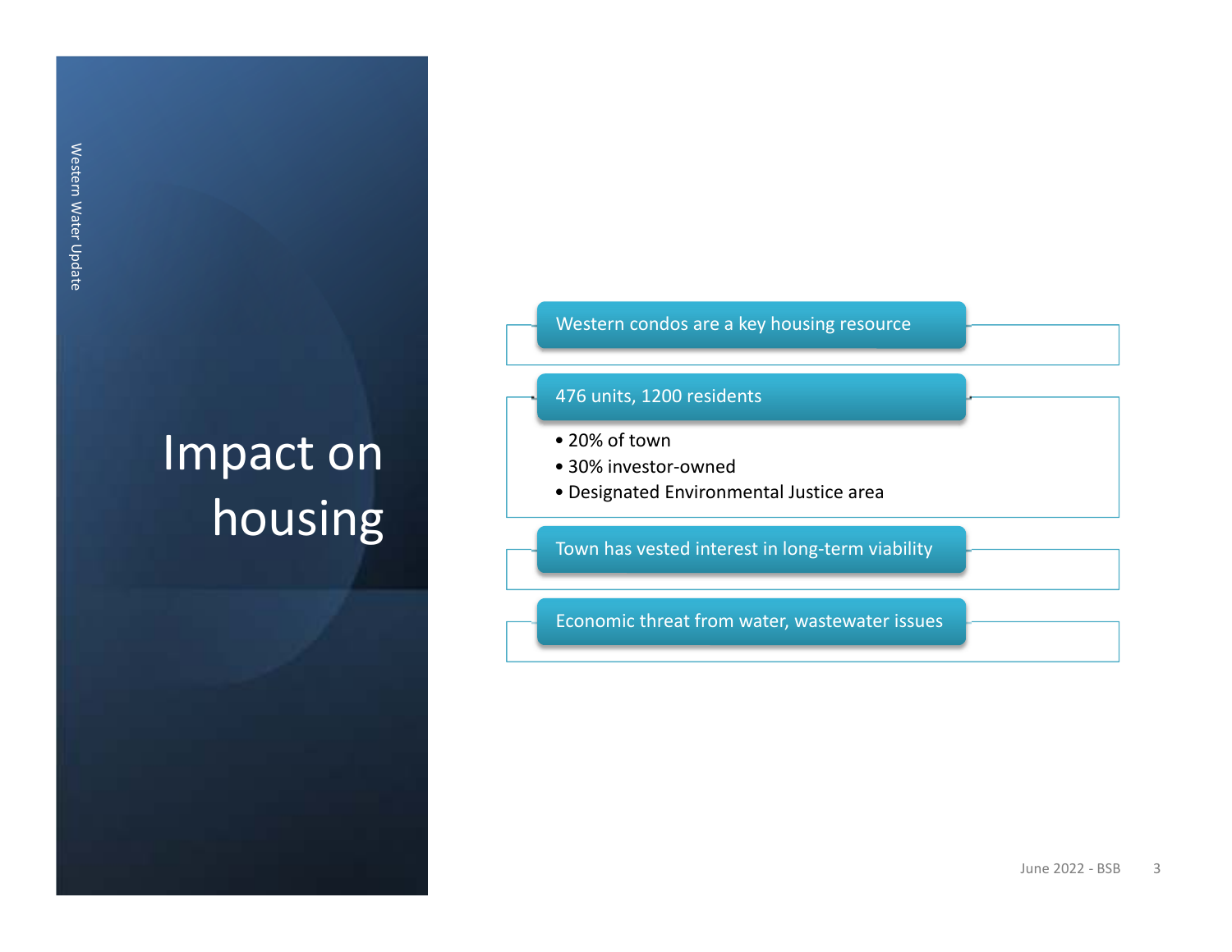# Impact on housing

- Western condos are a key housing resource
- 476 units, 1200 residents
  - 20% of town
  - 30% investor-owned
  - Designated Environmental Justice area
- Town has vested interest in long-term viability
- Economic threat from water, wastewater issues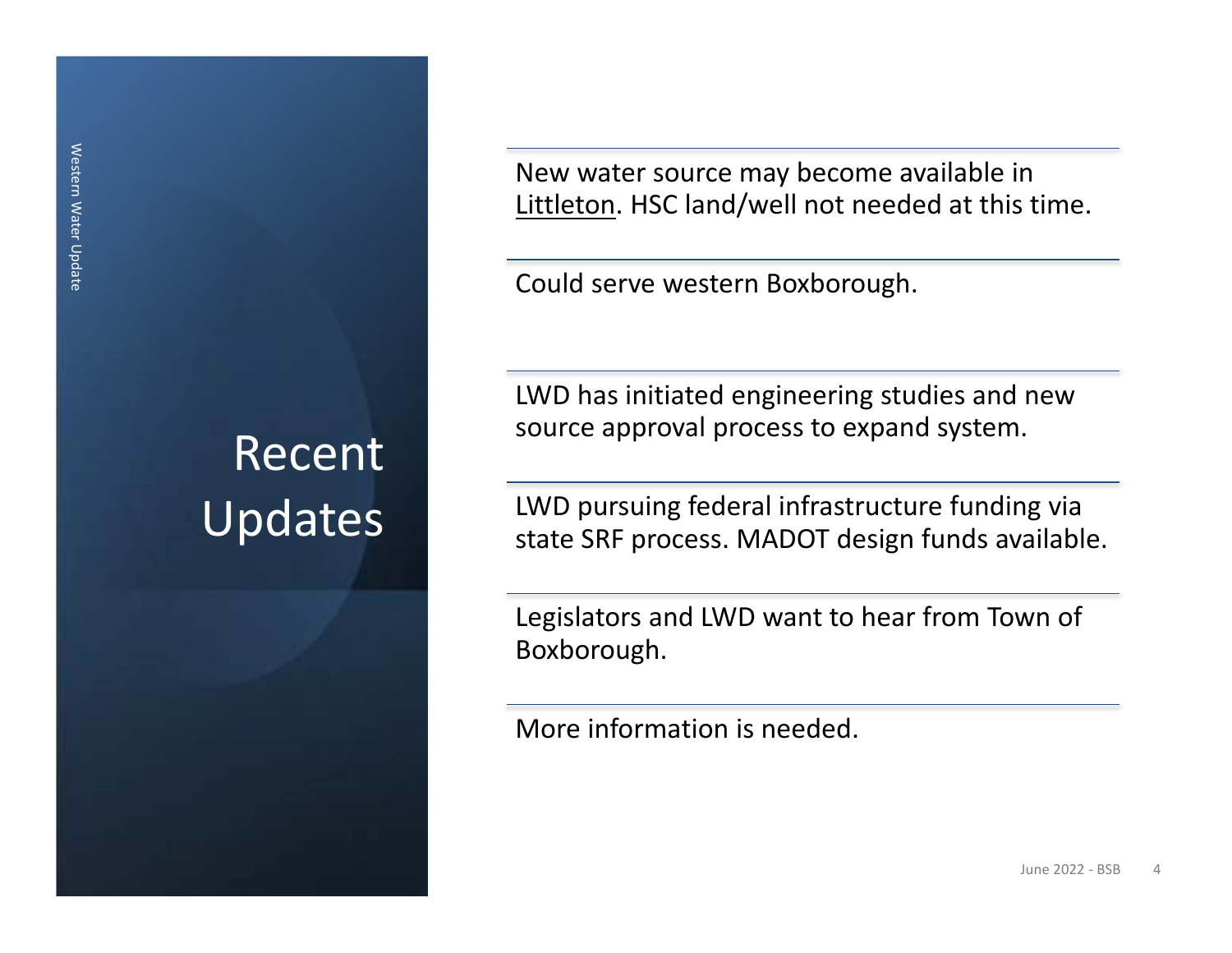# Recent Updates

New water source may become available in Littleton. HSC land/well not needed at this time.

Could serve western Boxborough.

LWD has initiated engineering studies and new source approval process to expand system.

LWD pursuing federal infrastructure funding via state SRF process. MADOT design funds available.

Legislators and LWD want to hear from Town of Boxborough.

More information is needed.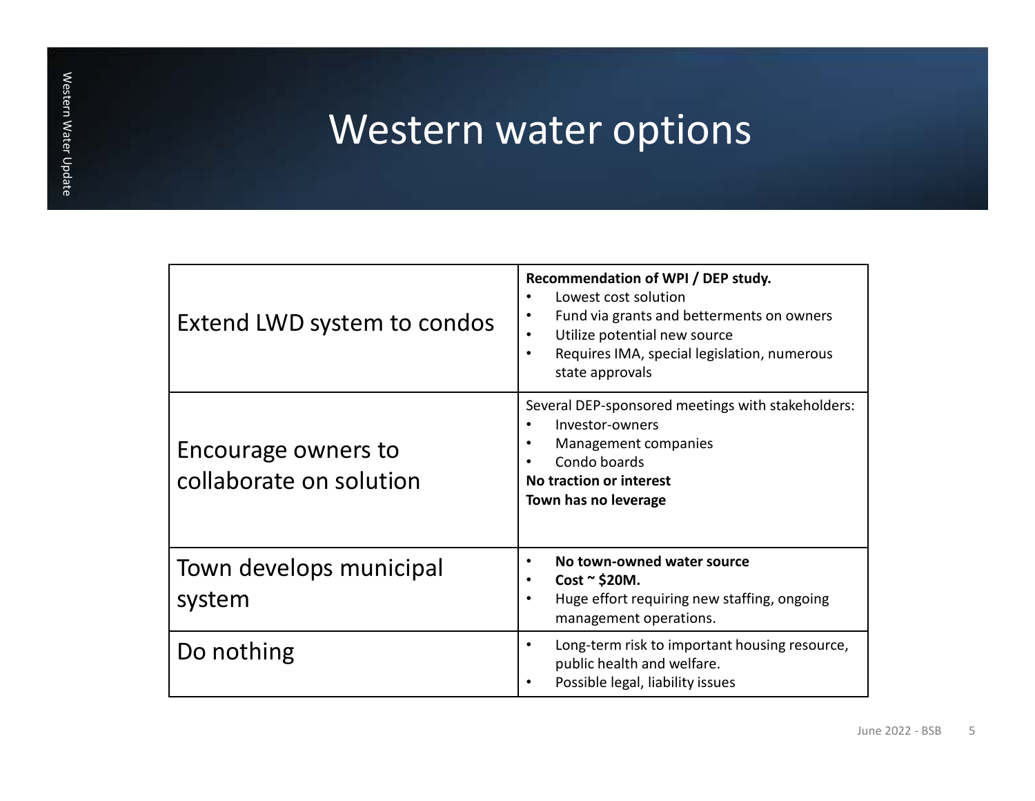# Western water options

| | |
|---|---|
| Extend LWD system to condos | **Recommendation of WPI / DEP study.**<br>• Lowest cost solution<br>• Fund via grants and betterments on owners<br>• Utilize potential new source<br>• Requires IMA, special legislation, numerous state approvals |
| Encourage owners to collaborate on solution | Several DEP-sponsored meetings with stakeholders:<br>• Investor-owners<br>• Management companies<br>• Condo boards<br>**No traction or interest**<br>**Town has no leverage** |
| Town develops municipal system | • **No town-owned water source**<br>• **Cost ~ $20M.**<br>• Huge effort requiring new staffing, ongoing management operations. |
| Do nothing | • Long-term risk to important housing resource, public health and welfare.<br>• Possible legal, liability issues |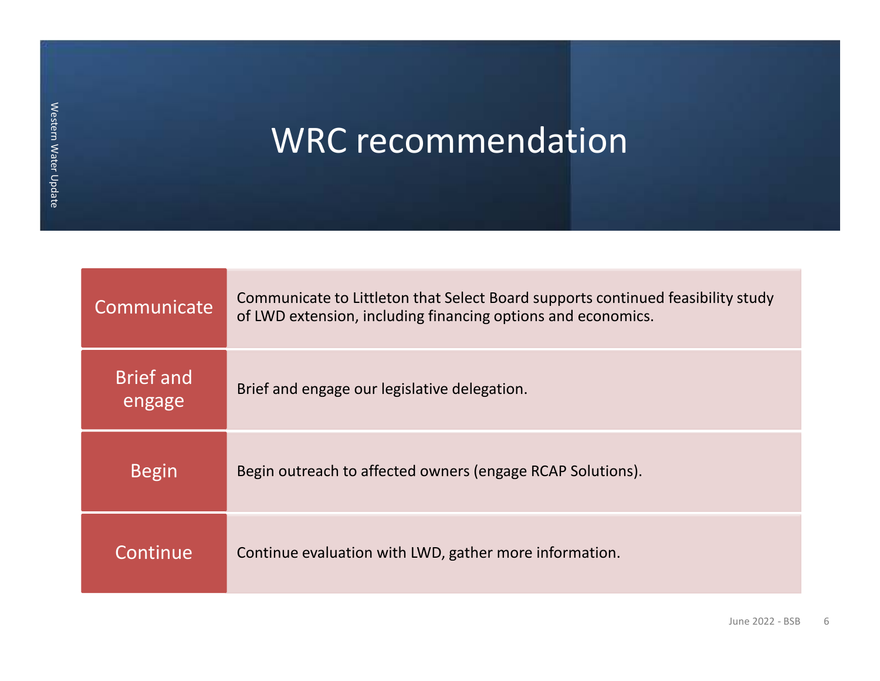# WRC recommendation

| | |
|---|---|
| Communicate | Communicate to Littleton that Select Board supports continued feasibility study of LWD extension, including financing options and economics. |
| Brief and engage | Brief and engage our legislative delegation. |
| Begin | Begin outreach to affected owners (engage RCAP Solutions). |
| Continue | Continue evaluation with LWD, gather more information. |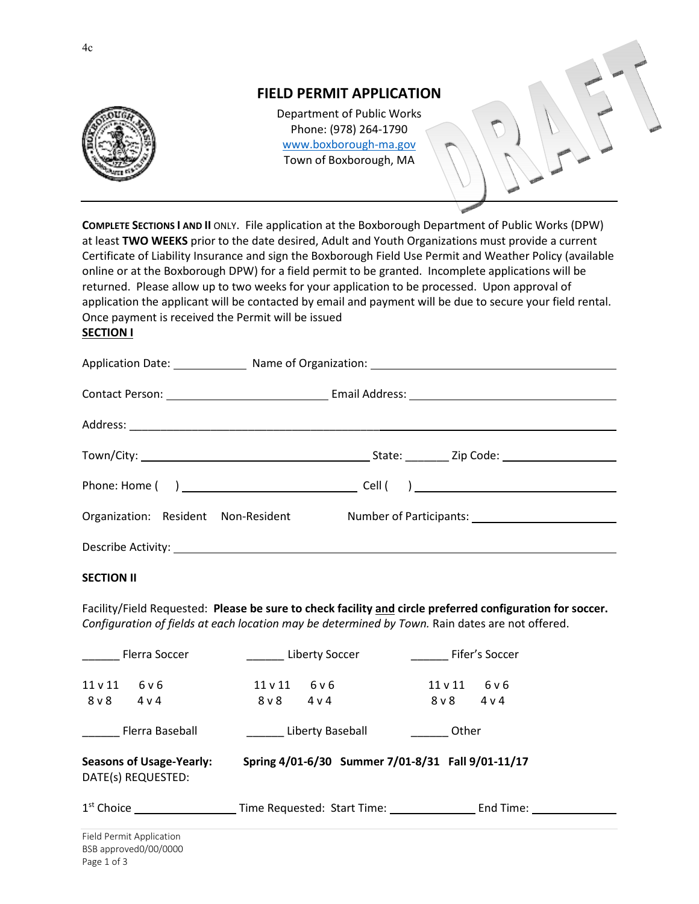4c

# FIELD PERMIT APPLICATION

Department of Public Works
Phone: (978) 264-1790
www.boxborough-ma.gov
Town of Boxborough, MA

DRAFT

---

**COMPLETE SECTIONS I AND II** ONLY. File application at the Boxborough Department of Public Works (DPW) at least **TWO WEEKS** prior to the date desired, Adult and Youth Organizations must provide a current Certificate of Liability Insurance and sign the Boxborough Field Use Permit and Weather Policy (available online or at the Boxborough DPW) for a field permit to be granted. Incomplete applications will be returned. Please allow up to two weeks for your application to be processed. Upon approval of application the applicant will be contacted by email and payment will be due to secure your field rental. Once payment is received the Permit will be issued

**SECTION I**

Application Date: ____________ Name of Organization: ________________________________________

Contact Person: __________________________ Email Address: _________________________________

Address: ______________________________________________________________________________

Town/City: _____________________________________ State: _______ Zip Code: ___________________

Phone: Home ( ) ____________________________ Cell ( ) __________________________________

Organization: Resident Non-Resident Number of Participants: ________________________

Describe Activity: _______________________________________________________________________

**SECTION II**

Facility/Field Requested: **Please be sure to check facility and circle preferred configuration for soccer.** *Configuration of fields at each location may be determined by Town.* Rain dates are not offered.

______ Flerra Soccer ______ Liberty Soccer ______ Fifer's Soccer

| Flerra Soccer | | Liberty Soccer | | Fifer's Soccer | |
|---|---|---|---|---|---|
| 11 v 11 | 6 v 6 | 11 v 11 | 6 v 6 | 11 v 11 | 6 v 6 |
| 8 v 8 | 4 v 4 | 8 v 8 | 4 v 4 | 8 v 8 | 4 v 4 |

______ Flerra Baseball ______ Liberty Baseball ______ Other

**Seasons of Usage-Yearly:** **Spring 4/01-6/30 Summer 7/01-8/31 Fall 9/01-11/17**

DATE(s) REQUESTED:

1st Choice ________________ Time Requested: Start Time: ______________ End Time: ______________

Field Permit Application
BSB approved0/00/0000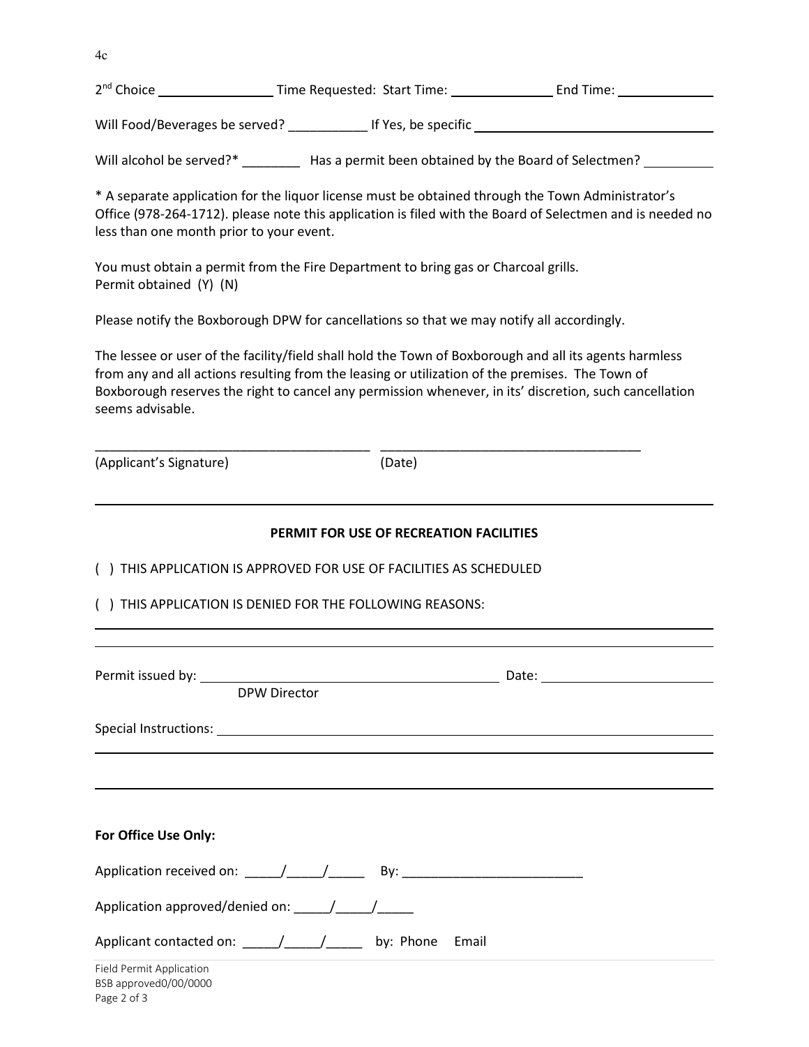4c

2nd Choice ________________ Time Requested: Start Time: ______________ End Time: ______________

Will Food/Beverages be served? ___________ If Yes, be specific ___________________________________

Will alcohol be served?* ________ Has a permit been obtained by the Board of Selectmen? __________

* A separate application for the liquor license must be obtained through the Town Administrator's Office (978-264-1712). please note this application is filed with the Board of Selectmen and is needed no less than one month prior to your event.

You must obtain a permit from the Fire Department to bring gas or Charcoal grills.
Permit obtained (Y) (N)

Please notify the Boxborough DPW for cancellations so that we may notify all accordingly.

The lessee or user of the facility/field shall hold the Town of Boxborough and all its agents harmless from any and all actions resulting from the leasing or utilization of the premises. The Town of Boxborough reserves the right to cancel any permission whenever, in its' discretion, such cancellation seems advisable.

_______________________________________ _____________________________________
(Applicant's Signature) (Date)

---

**PERMIT FOR USE OF RECREATION FACILITIES**

( ) THIS APPLICATION IS APPROVED FOR USE OF FACILITIES AS SCHEDULED

( ) THIS APPLICATION IS DENIED FOR THE FOLLOWING REASONS:

_______________________________________________________________________________

_______________________________________________________________________________

Permit issued by: __________________________________________ Date: ________________________
DPW Director

Special Instructions: ___________________________________________________________________

_______________________________________________________________________________

_______________________________________________________________________________

**For Office Use Only:**

Application received on: _____/_____/_____ By: _________________________

Application approved/denied on: _____/_____/_____

Applicant contacted on: _____/_____/_____ by: Phone Email

Field Permit Application
BSB approved0/00/0000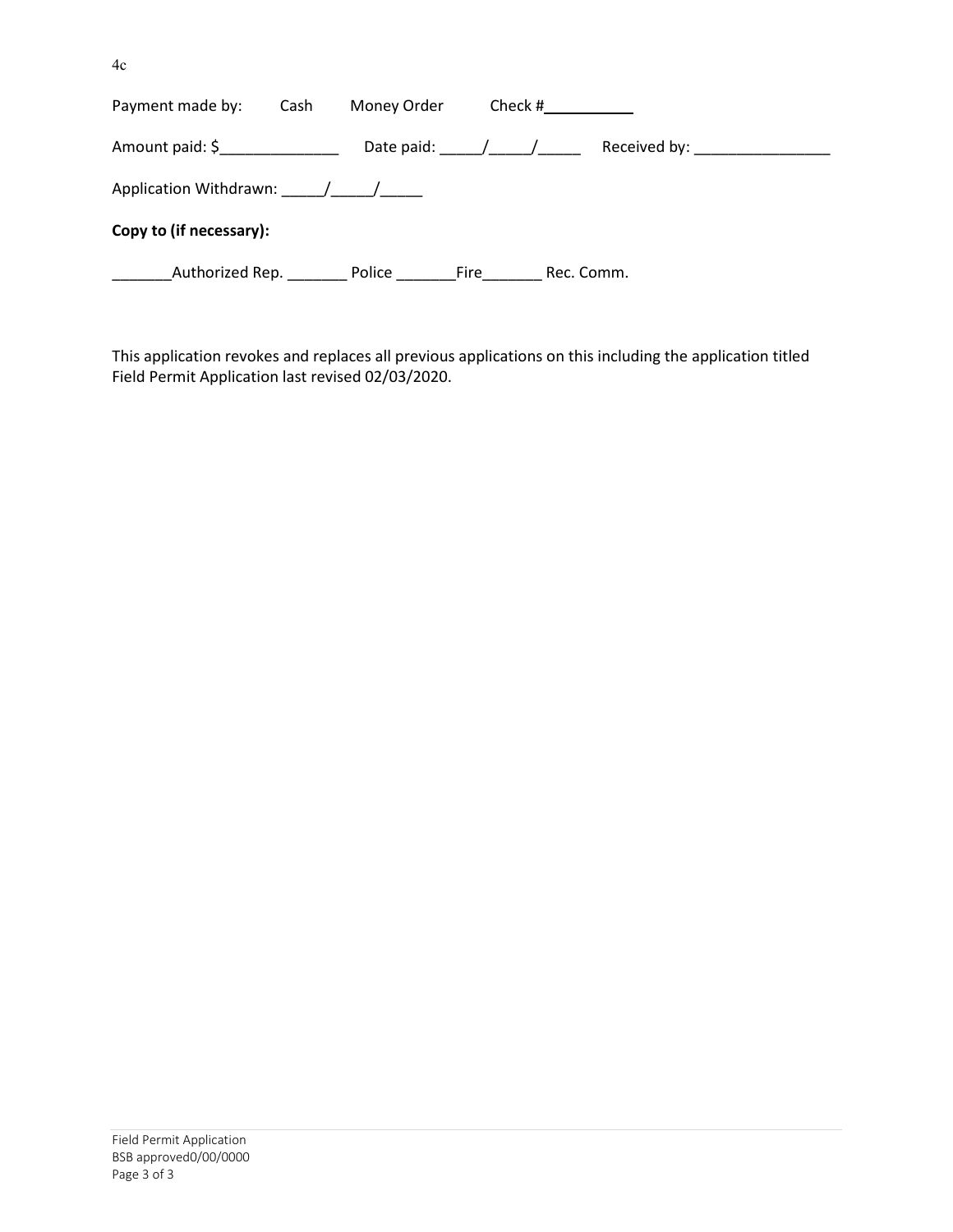4c

Payment made by: Cash Money Order Check #___________

Amount paid: $_______________ Date paid: _____/_____/_____ Received by: ________________

Application Withdrawn: _____/_____/_____

**Copy to (if necessary):**

_______Authorized Rep. _______ Police _______Fire_______ Rec. Comm.

This application revokes and replaces all previous applications on this including the application titled Field Permit Application last revised 02/03/2020.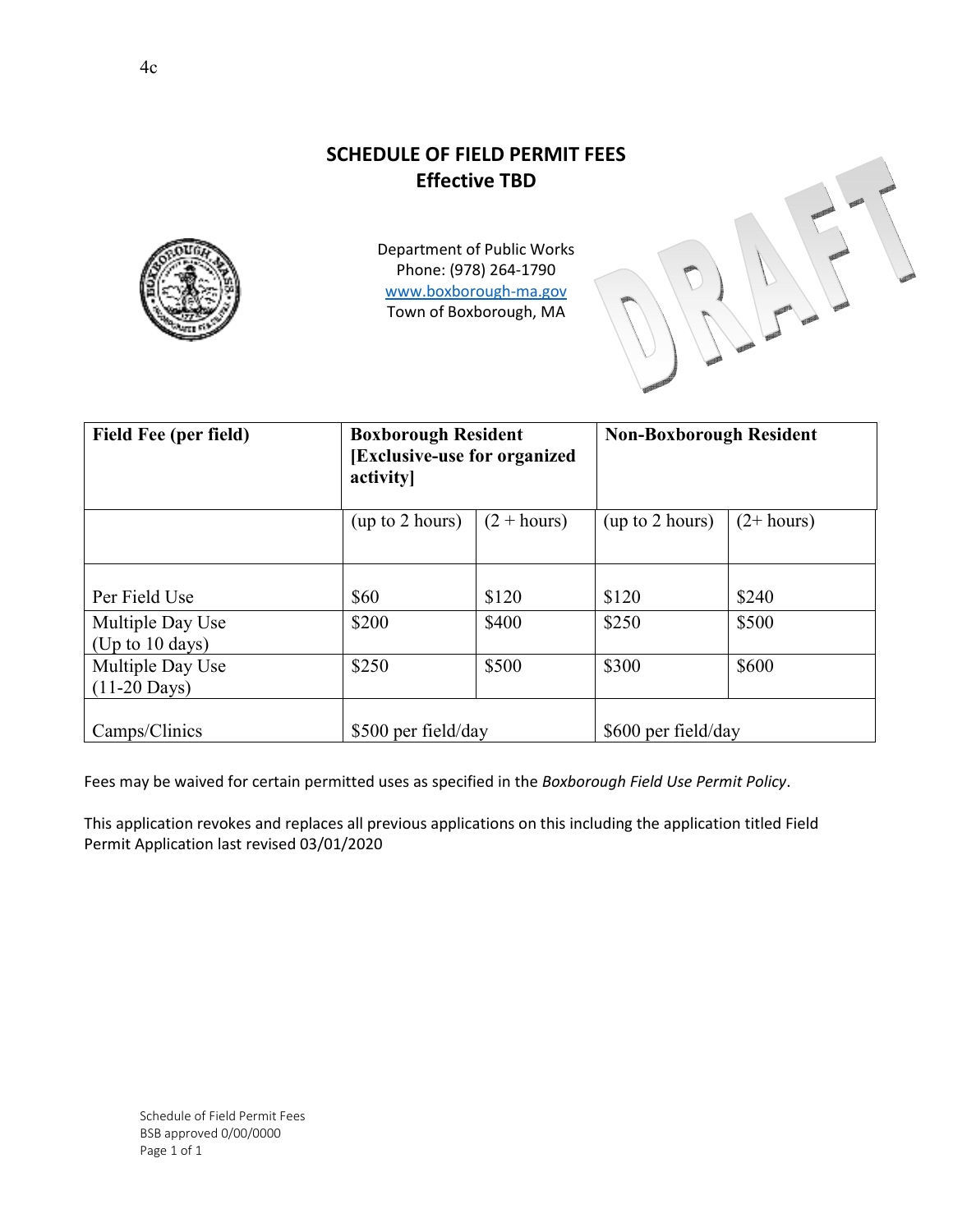4c

# SCHEDULE OF FIELD PERMIT FEES
## Effective TBD

Department of Public Works
Phone: (978) 264-1790
www.boxborough-ma.gov
Town of Boxborough, MA

DRAFT

| Field Fee (per field) | Boxborough Resident [Exclusive-use for organized activity] | | Non-Boxborough Resident | |
|---|---|---|---|---|
| | (up to 2 hours) | (2 + hours) | (up to 2 hours) | (2+ hours) |
| Per Field Use | $60 | $120 | $120 | $240 |
| Multiple Day Use (Up to 10 days) | $200 | $400 | $250 | $500 |
| Multiple Day Use (11-20 Days) | $250 | $500 | $300 | $600 |
| Camps/Clinics | $500 per field/day | | $600 per field/day | |

Fees may be waived for certain permitted uses as specified in the *Boxborough Field Use Permit Policy*.

This application revokes and replaces all previous applications on this including the application titled Field Permit Application last revised 03/01/2020

Schedule of Field Permit Fees
BSB approved 0/00/0000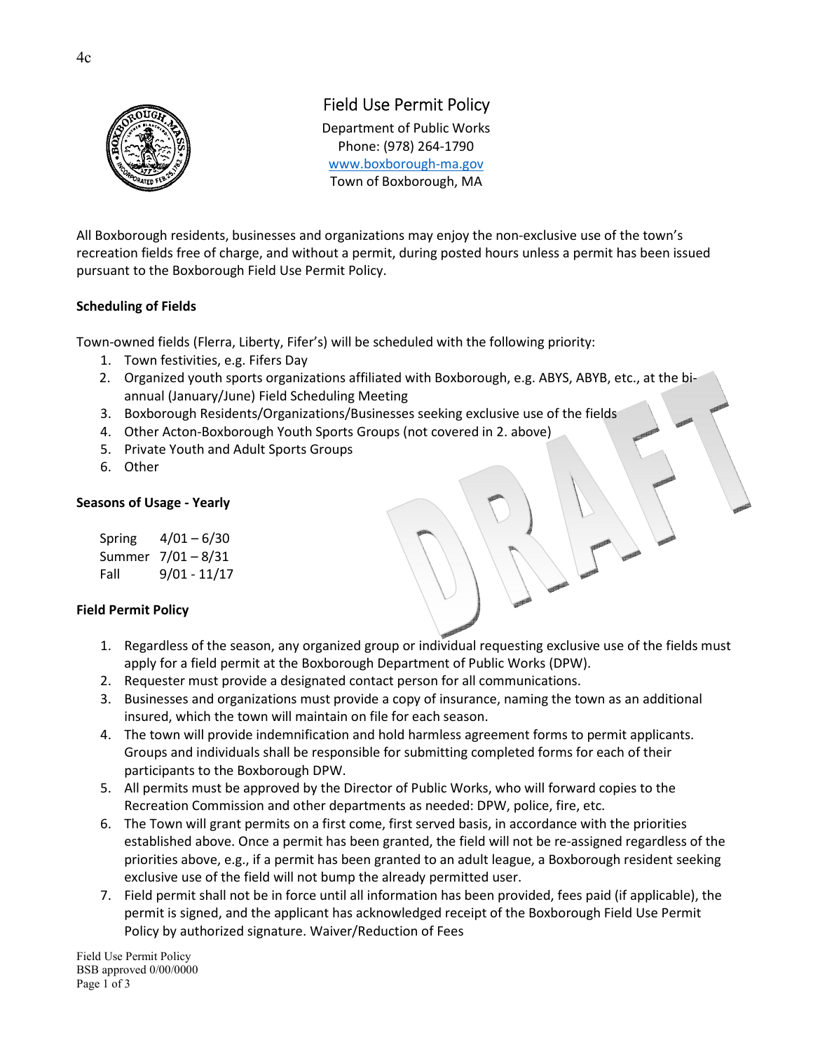4c

# Field Use Permit Policy

Department of Public Works
Phone: (978) 264-1790
www.boxborough-ma.gov
Town of Boxborough, MA

All Boxborough residents, businesses and organizations may enjoy the non-exclusive use of the town's recreation fields free of charge, and without a permit, during posted hours unless a permit has been issued pursuant to the Boxborough Field Use Permit Policy.

**Scheduling of Fields**

Town-owned fields (Flerra, Liberty, Fifer's) will be scheduled with the following priority:

1. Town festivities, e.g. Fifers Day
2. Organized youth sports organizations affiliated with Boxborough, e.g. ABYS, ABYB, etc., at the bi-annual (January/June) Field Scheduling Meeting
3. Boxborough Residents/Organizations/Businesses seeking exclusive use of the fields
4. Other Acton-Boxborough Youth Sports Groups (not covered in 2. above)
5. Private Youth and Adult Sports Groups
6. Other

**Seasons of Usage - Yearly**

| | |
|---|---|
| Spring | 4/01 – 6/30 |
| Summer | 7/01 – 8/31 |
| Fall | 9/01 - 11/17 |

**Field Permit Policy**

1. Regardless of the season, any organized group or individual requesting exclusive use of the fields must apply for a field permit at the Boxborough Department of Public Works (DPW).
2. Requester must provide a designated contact person for all communications.
3. Businesses and organizations must provide a copy of insurance, naming the town as an additional insured, which the town will maintain on file for each season.
4. The town will provide indemnification and hold harmless agreement forms to permit applicants. Groups and individuals shall be responsible for submitting completed forms for each of their participants to the Boxborough DPW.
5. All permits must be approved by the Director of Public Works, who will forward copies to the Recreation Commission and other departments as needed: DPW, police, fire, etc.
6. The Town will grant permits on a first come, first served basis, in accordance with the priorities established above. Once a permit has been granted, the field will not be re-assigned regardless of the priorities above, e.g., if a permit has been granted to an adult league, a Boxborough resident seeking exclusive use of the field will not bump the already permitted user.
7. Field permit shall not be in force until all information has been provided, fees paid (if applicable), the permit is signed, and the applicant has acknowledged receipt of the Boxborough Field Use Permit Policy by authorized signature. Waiver/Reduction of Fees

Field Use Permit Policy
BSB approved 0/00/0000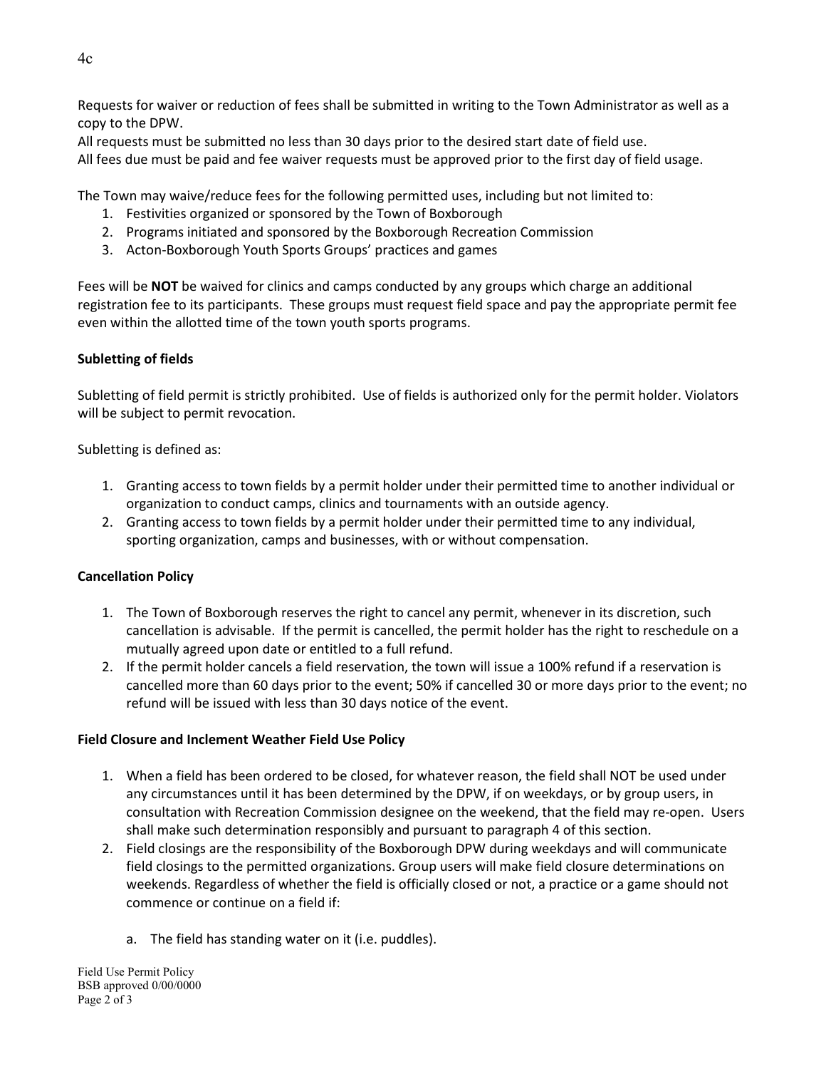Requests for waiver or reduction of fees shall be submitted in writing to the Town Administrator as well as a copy to the DPW.
All requests must be submitted no less than 30 days prior to the desired start date of field use.
All fees due must be paid and fee waiver requests must be approved prior to the first day of field usage.

The Town may waive/reduce fees for the following permitted uses, including but not limited to:

1. Festivities organized or sponsored by the Town of Boxborough
2. Programs initiated and sponsored by the Boxborough Recreation Commission
3. Acton-Boxborough Youth Sports Groups' practices and games

Fees will be **NOT** be waived for clinics and camps conducted by any groups which charge an additional registration fee to its participants. These groups must request field space and pay the appropriate permit fee even within the allotted time of the town youth sports programs.

**Subletting of fields**

Subletting of field permit is strictly prohibited. Use of fields is authorized only for the permit holder. Violators will be subject to permit revocation.

Subletting is defined as:

1. Granting access to town fields by a permit holder under their permitted time to another individual or organization to conduct camps, clinics and tournaments with an outside agency.
2. Granting access to town fields by a permit holder under their permitted time to any individual, sporting organization, camps and businesses, with or without compensation.

**Cancellation Policy**

1. The Town of Boxborough reserves the right to cancel any permit, whenever in its discretion, such cancellation is advisable. If the permit is cancelled, the permit holder has the right to reschedule on a mutually agreed upon date or entitled to a full refund.
2. If the permit holder cancels a field reservation, the town will issue a 100% refund if a reservation is cancelled more than 60 days prior to the event; 50% if cancelled 30 or more days prior to the event; no refund will be issued with less than 30 days notice of the event.

**Field Closure and Inclement Weather Field Use Policy**

1. When a field has been ordered to be closed, for whatever reason, the field shall NOT be used under any circumstances until it has been determined by the DPW, if on weekdays, or by group users, in consultation with Recreation Commission designee on the weekend, that the field may re-open. Users shall make such determination responsibly and pursuant to paragraph 4 of this section.
2. Field closings are the responsibility of the Boxborough DPW during weekdays and will communicate field closings to the permitted organizations. Group users will make field closure determinations on weekends. Regardless of whether the field is officially closed or not, a practice or a game should not commence or continue on a field if:

    a. The field has standing water on it (i.e. puddles).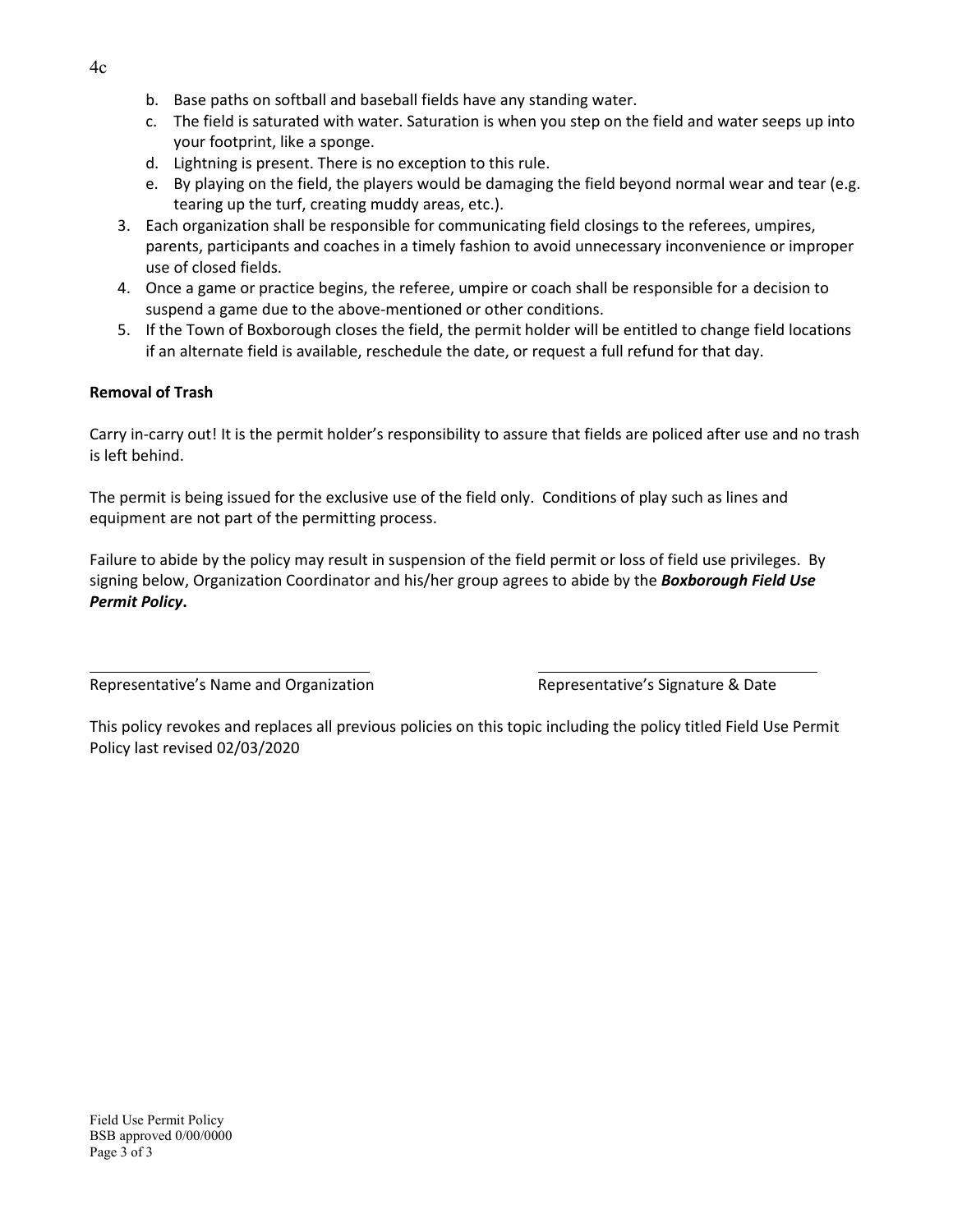b. Base paths on softball and baseball fields have any standing water.
c. The field is saturated with water. Saturation is when you step on the field and water seeps up into your footprint, like a sponge.
d. Lightning is present. There is no exception to this rule.
e. By playing on the field, the players would be damaging the field beyond normal wear and tear (e.g. tearing up the turf, creating muddy areas, etc.).

3. Each organization shall be responsible for communicating field closings to the referees, umpires, parents, participants and coaches in a timely fashion to avoid unnecessary inconvenience or improper use of closed fields.
4. Once a game or practice begins, the referee, umpire or coach shall be responsible for a decision to suspend a game due to the above-mentioned or other conditions.
5. If the Town of Boxborough closes the field, the permit holder will be entitled to change field locations if an alternate field is available, reschedule the date, or request a full refund for that day.

**Removal of Trash**

Carry in-carry out! It is the permit holder's responsibility to assure that fields are policed after use and no trash is left behind.

The permit is being issued for the exclusive use of the field only. Conditions of play such as lines and equipment are not part of the permitting process.

Failure to abide by the policy may result in suspension of the field permit or loss of field use privileges. By signing below, Organization Coordinator and his/her group agrees to abide by the ***Boxborough Field Use Permit Policy*****.**

\_\_\_\_\_\_\_\_\_\_\_\_\_\_\_\_\_\_\_\_\_\_\_\_\_\_\_\_\_\_\_\_ \_\_\_\_\_\_\_\_\_\_\_\_\_\_\_\_\_\_\_\_\_\_\_\_\_\_\_\_\_\_\_\_

Representative's Name and Organization    Representative's Signature & Date

This policy revokes and replaces all previous policies on this topic including the policy titled Field Use Permit Policy last revised 02/03/2020